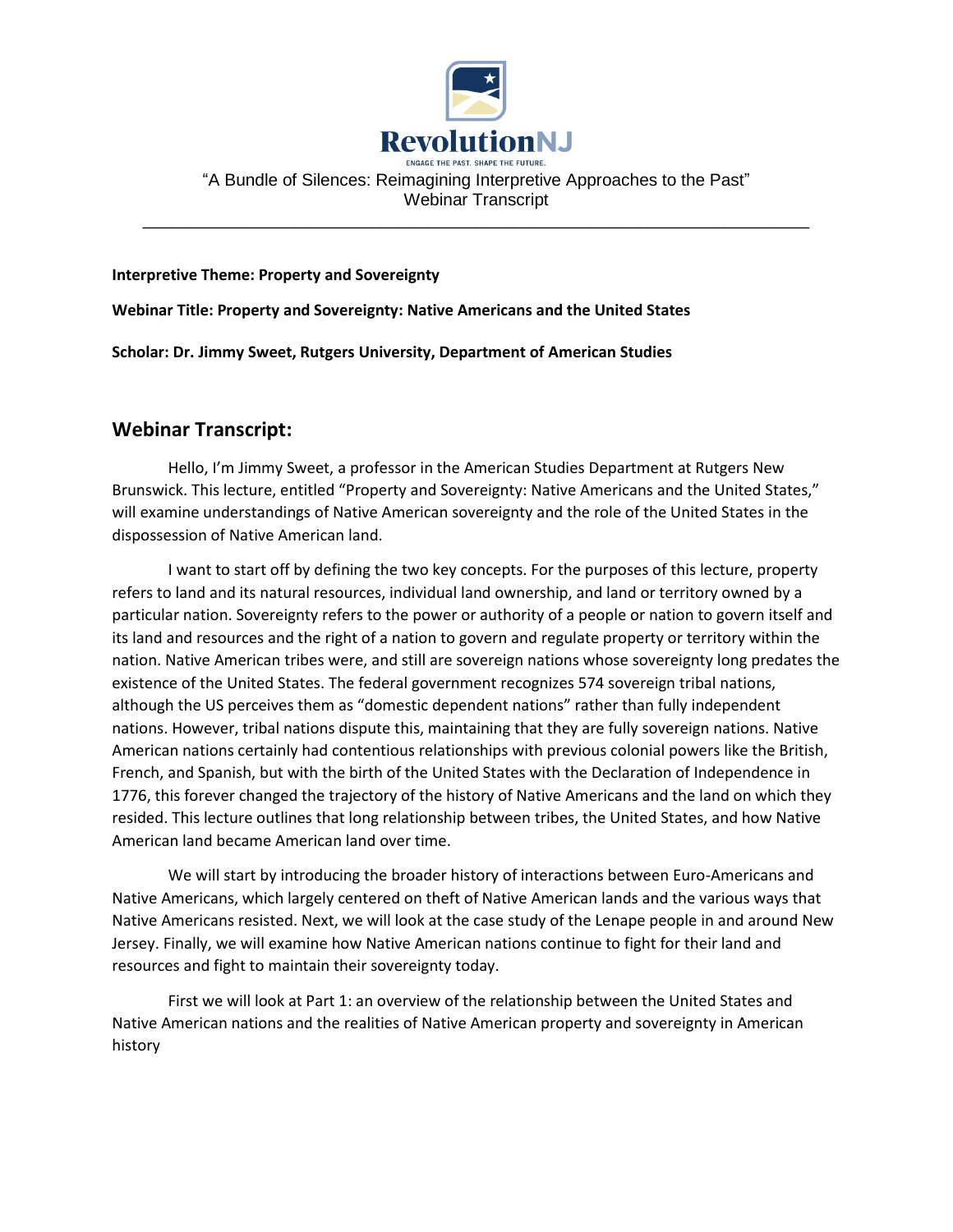# RevolutionNJ

ENGAGE THE PAST. SHAPE THE FUTURE.

"A Bundle of Silences: Reimagining Interpretive Approaches to the Past"
Webinar Transcript

---

**Interpretive Theme: Property and Sovereignty**

**Webinar Title: Property and Sovereignty: Native Americans and the United States**

**Scholar: Dr. Jimmy Sweet, Rutgers University, Department of American Studies**

## Webinar Transcript:

Hello, I'm Jimmy Sweet, a professor in the American Studies Department at Rutgers New Brunswick. This lecture, entitled "Property and Sovereignty: Native Americans and the United States," will examine understandings of Native American sovereignty and the role of the United States in the dispossession of Native American land.

I want to start off by defining the two key concepts. For the purposes of this lecture, property refers to land and its natural resources, individual land ownership, and land or territory owned by a particular nation. Sovereignty refers to the power or authority of a people or nation to govern itself and its land and resources and the right of a nation to govern and regulate property or territory within the nation. Native American tribes were, and still are sovereign nations whose sovereignty long predates the existence of the United States. The federal government recognizes 574 sovereign tribal nations, although the US perceives them as "domestic dependent nations" rather than fully independent nations. However, tribal nations dispute this, maintaining that they are fully sovereign nations. Native American nations certainly had contentious relationships with previous colonial powers like the British, French, and Spanish, but with the birth of the United States with the Declaration of Independence in 1776, this forever changed the trajectory of the history of Native Americans and the land on which they resided. This lecture outlines that long relationship between tribes, the United States, and how Native American land became American land over time.

We will start by introducing the broader history of interactions between Euro-Americans and Native Americans, which largely centered on theft of Native American lands and the various ways that Native Americans resisted. Next, we will look at the case study of the Lenape people in and around New Jersey. Finally, we will examine how Native American nations continue to fight for their land and resources and fight to maintain their sovereignty today.

First we will look at Part 1: an overview of the relationship between the United States and Native American nations and the realities of Native American property and sovereignty in American history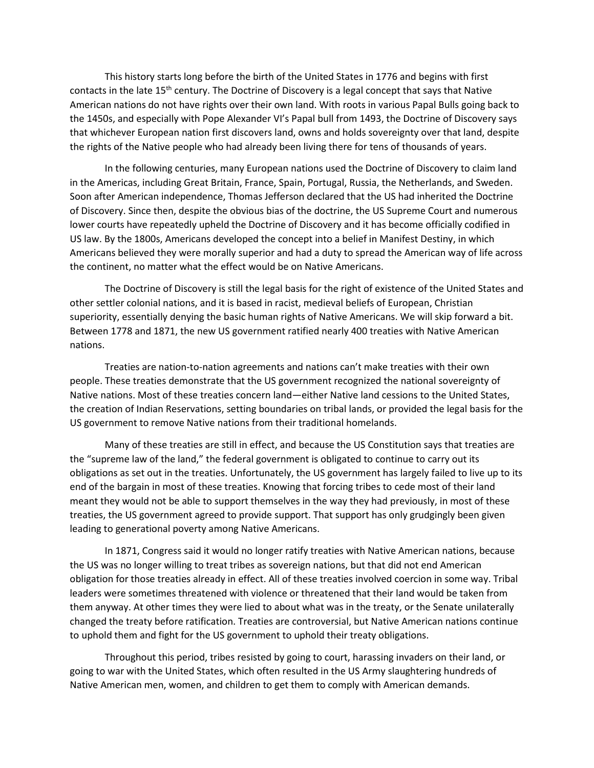This history starts long before the birth of the United States in 1776 and begins with first contacts in the late 15th century. The Doctrine of Discovery is a legal concept that says that Native American nations do not have rights over their own land. With roots in various Papal Bulls going back to the 1450s, and especially with Pope Alexander VI's Papal bull from 1493, the Doctrine of Discovery says that whichever European nation first discovers land, owns and holds sovereignty over that land, despite the rights of the Native people who had already been living there for tens of thousands of years.

In the following centuries, many European nations used the Doctrine of Discovery to claim land in the Americas, including Great Britain, France, Spain, Portugal, Russia, the Netherlands, and Sweden. Soon after American independence, Thomas Jefferson declared that the US had inherited the Doctrine of Discovery. Since then, despite the obvious bias of the doctrine, the US Supreme Court and numerous lower courts have repeatedly upheld the Doctrine of Discovery and it has become officially codified in US law. By the 1800s, Americans developed the concept into a belief in Manifest Destiny, in which Americans believed they were morally superior and had a duty to spread the American way of life across the continent, no matter what the effect would be on Native Americans.

The Doctrine of Discovery is still the legal basis for the right of existence of the United States and other settler colonial nations, and it is based in racist, medieval beliefs of European, Christian superiority, essentially denying the basic human rights of Native Americans. We will skip forward a bit. Between 1778 and 1871, the new US government ratified nearly 400 treaties with Native American nations.

Treaties are nation-to-nation agreements and nations can't make treaties with their own people. These treaties demonstrate that the US government recognized the national sovereignty of Native nations. Most of these treaties concern land—either Native land cessions to the United States, the creation of Indian Reservations, setting boundaries on tribal lands, or provided the legal basis for the US government to remove Native nations from their traditional homelands.

Many of these treaties are still in effect, and because the US Constitution says that treaties are the "supreme law of the land," the federal government is obligated to continue to carry out its obligations as set out in the treaties. Unfortunately, the US government has largely failed to live up to its end of the bargain in most of these treaties. Knowing that forcing tribes to cede most of their land meant they would not be able to support themselves in the way they had previously, in most of these treaties, the US government agreed to provide support. That support has only grudgingly been given leading to generational poverty among Native Americans.

In 1871, Congress said it would no longer ratify treaties with Native American nations, because the US was no longer willing to treat tribes as sovereign nations, but that did not end American obligation for those treaties already in effect. All of these treaties involved coercion in some way. Tribal leaders were sometimes threatened with violence or threatened that their land would be taken from them anyway. At other times they were lied to about what was in the treaty, or the Senate unilaterally changed the treaty before ratification. Treaties are controversial, but Native American nations continue to uphold them and fight for the US government to uphold their treaty obligations.

Throughout this period, tribes resisted by going to court, harassing invaders on their land, or going to war with the United States, which often resulted in the US Army slaughtering hundreds of Native American men, women, and children to get them to comply with American demands.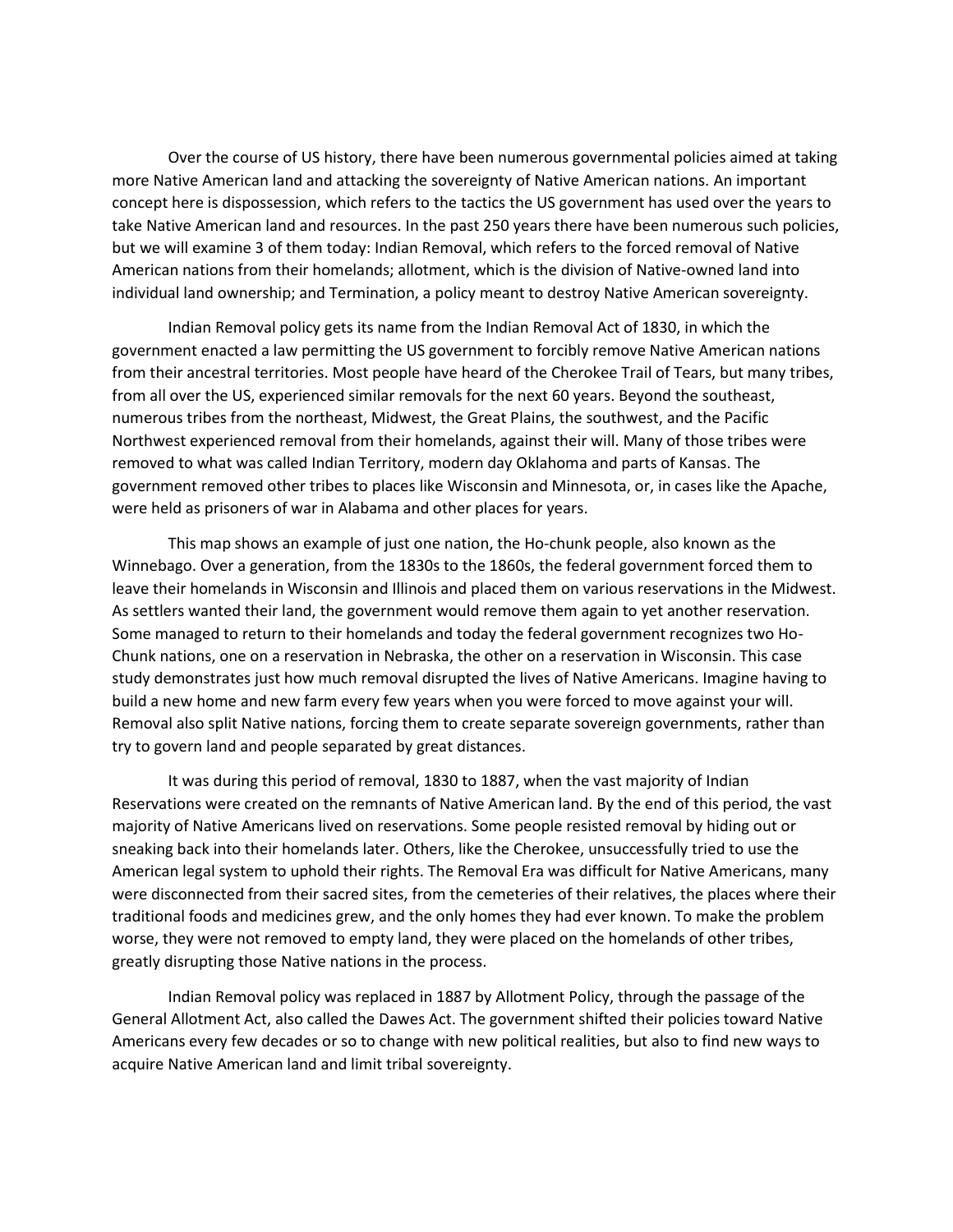Over the course of US history, there have been numerous governmental policies aimed at taking more Native American land and attacking the sovereignty of Native American nations. An important concept here is dispossession, which refers to the tactics the US government has used over the years to take Native American land and resources. In the past 250 years there have been numerous such policies, but we will examine 3 of them today: Indian Removal, which refers to the forced removal of Native American nations from their homelands; allotment, which is the division of Native-owned land into individual land ownership; and Termination, a policy meant to destroy Native American sovereignty.

Indian Removal policy gets its name from the Indian Removal Act of 1830, in which the government enacted a law permitting the US government to forcibly remove Native American nations from their ancestral territories. Most people have heard of the Cherokee Trail of Tears, but many tribes, from all over the US, experienced similar removals for the next 60 years. Beyond the southeast, numerous tribes from the northeast, Midwest, the Great Plains, the southwest, and the Pacific Northwest experienced removal from their homelands, against their will. Many of those tribes were removed to what was called Indian Territory, modern day Oklahoma and parts of Kansas. The government removed other tribes to places like Wisconsin and Minnesota, or, in cases like the Apache, were held as prisoners of war in Alabama and other places for years.

This map shows an example of just one nation, the Ho-chunk people, also known as the Winnebago. Over a generation, from the 1830s to the 1860s, the federal government forced them to leave their homelands in Wisconsin and Illinois and placed them on various reservations in the Midwest. As settlers wanted their land, the government would remove them again to yet another reservation. Some managed to return to their homelands and today the federal government recognizes two Ho-Chunk nations, one on a reservation in Nebraska, the other on a reservation in Wisconsin. This case study demonstrates just how much removal disrupted the lives of Native Americans. Imagine having to build a new home and new farm every few years when you were forced to move against your will. Removal also split Native nations, forcing them to create separate sovereign governments, rather than try to govern land and people separated by great distances.

It was during this period of removal, 1830 to 1887, when the vast majority of Indian Reservations were created on the remnants of Native American land. By the end of this period, the vast majority of Native Americans lived on reservations. Some people resisted removal by hiding out or sneaking back into their homelands later. Others, like the Cherokee, unsuccessfully tried to use the American legal system to uphold their rights. The Removal Era was difficult for Native Americans, many were disconnected from their sacred sites, from the cemeteries of their relatives, the places where their traditional foods and medicines grew, and the only homes they had ever known. To make the problem worse, they were not removed to empty land, they were placed on the homelands of other tribes, greatly disrupting those Native nations in the process.

Indian Removal policy was replaced in 1887 by Allotment Policy, through the passage of the General Allotment Act, also called the Dawes Act. The government shifted their policies toward Native Americans every few decades or so to change with new political realities, but also to find new ways to acquire Native American land and limit tribal sovereignty.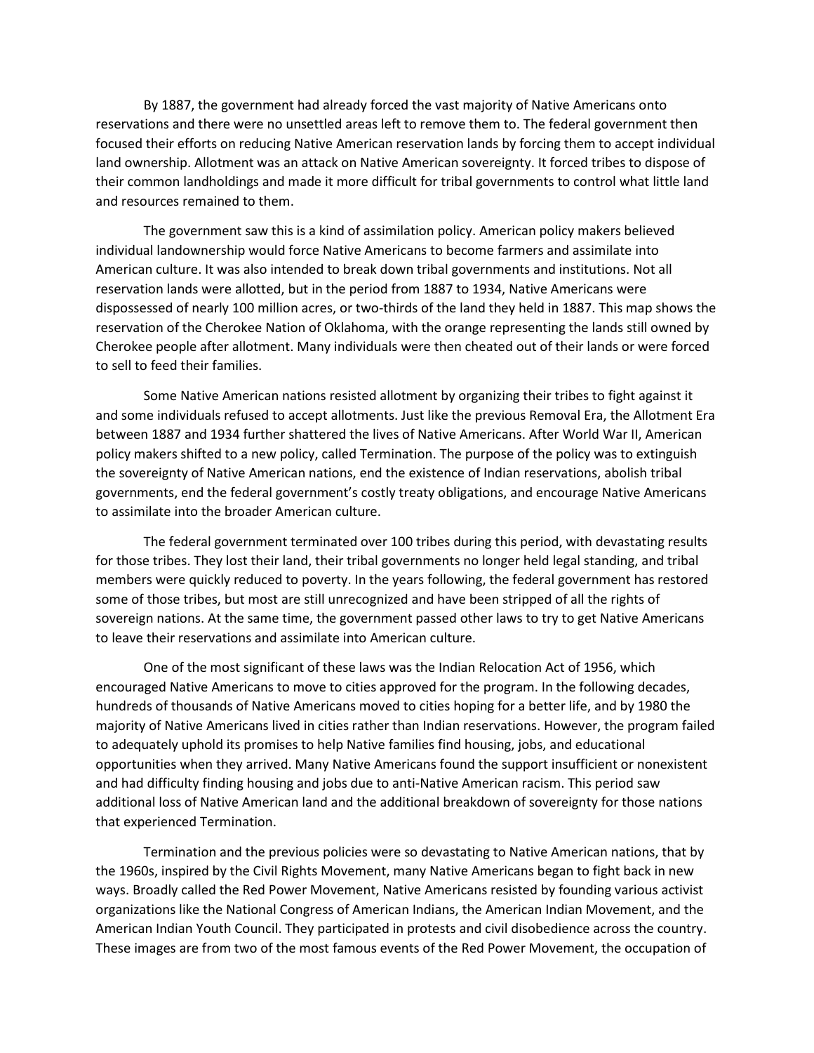By 1887, the government had already forced the vast majority of Native Americans onto reservations and there were no unsettled areas left to remove them to. The federal government then focused their efforts on reducing Native American reservation lands by forcing them to accept individual land ownership. Allotment was an attack on Native American sovereignty. It forced tribes to dispose of their common landholdings and made it more difficult for tribal governments to control what little land and resources remained to them.

The government saw this is a kind of assimilation policy. American policy makers believed individual landownership would force Native Americans to become farmers and assimilate into American culture. It was also intended to break down tribal governments and institutions. Not all reservation lands were allotted, but in the period from 1887 to 1934, Native Americans were dispossessed of nearly 100 million acres, or two-thirds of the land they held in 1887. This map shows the reservation of the Cherokee Nation of Oklahoma, with the orange representing the lands still owned by Cherokee people after allotment. Many individuals were then cheated out of their lands or were forced to sell to feed their families.

Some Native American nations resisted allotment by organizing their tribes to fight against it and some individuals refused to accept allotments. Just like the previous Removal Era, the Allotment Era between 1887 and 1934 further shattered the lives of Native Americans. After World War II, American policy makers shifted to a new policy, called Termination. The purpose of the policy was to extinguish the sovereignty of Native American nations, end the existence of Indian reservations, abolish tribal governments, end the federal government's costly treaty obligations, and encourage Native Americans to assimilate into the broader American culture.

The federal government terminated over 100 tribes during this period, with devastating results for those tribes. They lost their land, their tribal governments no longer held legal standing, and tribal members were quickly reduced to poverty. In the years following, the federal government has restored some of those tribes, but most are still unrecognized and have been stripped of all the rights of sovereign nations. At the same time, the government passed other laws to try to get Native Americans to leave their reservations and assimilate into American culture.

One of the most significant of these laws was the Indian Relocation Act of 1956, which encouraged Native Americans to move to cities approved for the program. In the following decades, hundreds of thousands of Native Americans moved to cities hoping for a better life, and by 1980 the majority of Native Americans lived in cities rather than Indian reservations. However, the program failed to adequately uphold its promises to help Native families find housing, jobs, and educational opportunities when they arrived. Many Native Americans found the support insufficient or nonexistent and had difficulty finding housing and jobs due to anti-Native American racism. This period saw additional loss of Native American land and the additional breakdown of sovereignty for those nations that experienced Termination.

Termination and the previous policies were so devastating to Native American nations, that by the 1960s, inspired by the Civil Rights Movement, many Native Americans began to fight back in new ways. Broadly called the Red Power Movement, Native Americans resisted by founding various activist organizations like the National Congress of American Indians, the American Indian Movement, and the American Indian Youth Council. They participated in protests and civil disobedience across the country. These images are from two of the most famous events of the Red Power Movement, the occupation of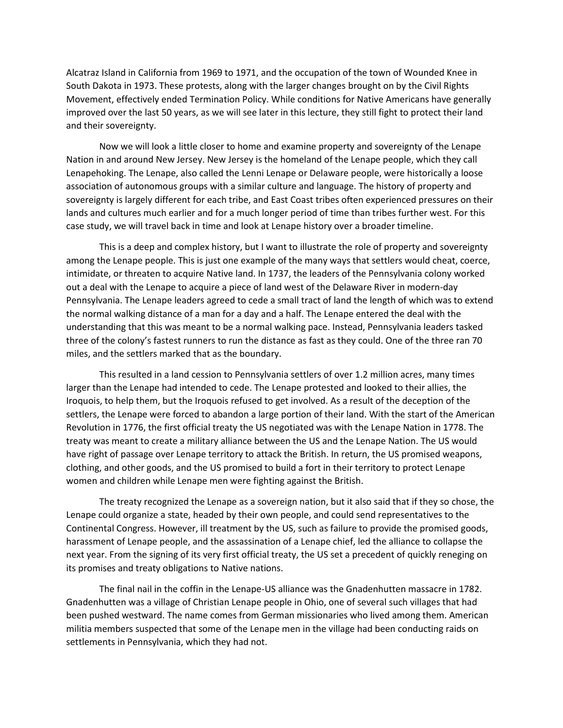Alcatraz Island in California from 1969 to 1971, and the occupation of the town of Wounded Knee in South Dakota in 1973. These protests, along with the larger changes brought on by the Civil Rights Movement, effectively ended Termination Policy. While conditions for Native Americans have generally improved over the last 50 years, as we will see later in this lecture, they still fight to protect their land and their sovereignty.

Now we will look a little closer to home and examine property and sovereignty of the Lenape Nation in and around New Jersey. New Jersey is the homeland of the Lenape people, which they call Lenapehoking. The Lenape, also called the Lenni Lenape or Delaware people, were historically a loose association of autonomous groups with a similar culture and language. The history of property and sovereignty is largely different for each tribe, and East Coast tribes often experienced pressures on their lands and cultures much earlier and for a much longer period of time than tribes further west. For this case study, we will travel back in time and look at Lenape history over a broader timeline.

This is a deep and complex history, but I want to illustrate the role of property and sovereignty among the Lenape people. This is just one example of the many ways that settlers would cheat, coerce, intimidate, or threaten to acquire Native land. In 1737, the leaders of the Pennsylvania colony worked out a deal with the Lenape to acquire a piece of land west of the Delaware River in modern-day Pennsylvania. The Lenape leaders agreed to cede a small tract of land the length of which was to extend the normal walking distance of a man for a day and a half. The Lenape entered the deal with the understanding that this was meant to be a normal walking pace. Instead, Pennsylvania leaders tasked three of the colony's fastest runners to run the distance as fast as they could. One of the three ran 70 miles, and the settlers marked that as the boundary.

This resulted in a land cession to Pennsylvania settlers of over 1.2 million acres, many times larger than the Lenape had intended to cede. The Lenape protested and looked to their allies, the Iroquois, to help them, but the Iroquois refused to get involved. As a result of the deception of the settlers, the Lenape were forced to abandon a large portion of their land. With the start of the American Revolution in 1776, the first official treaty the US negotiated was with the Lenape Nation in 1778. The treaty was meant to create a military alliance between the US and the Lenape Nation. The US would have right of passage over Lenape territory to attack the British. In return, the US promised weapons, clothing, and other goods, and the US promised to build a fort in their territory to protect Lenape women and children while Lenape men were fighting against the British.

The treaty recognized the Lenape as a sovereign nation, but it also said that if they so chose, the Lenape could organize a state, headed by their own people, and could send representatives to the Continental Congress. However, ill treatment by the US, such as failure to provide the promised goods, harassment of Lenape people, and the assassination of a Lenape chief, led the alliance to collapse the next year. From the signing of its very first official treaty, the US set a precedent of quickly reneging on its promises and treaty obligations to Native nations.

The final nail in the coffin in the Lenape-US alliance was the Gnadenhutten massacre in 1782. Gnadenhutten was a village of Christian Lenape people in Ohio, one of several such villages that had been pushed westward. The name comes from German missionaries who lived among them. American militia members suspected that some of the Lenape men in the village had been conducting raids on settlements in Pennsylvania, which they had not.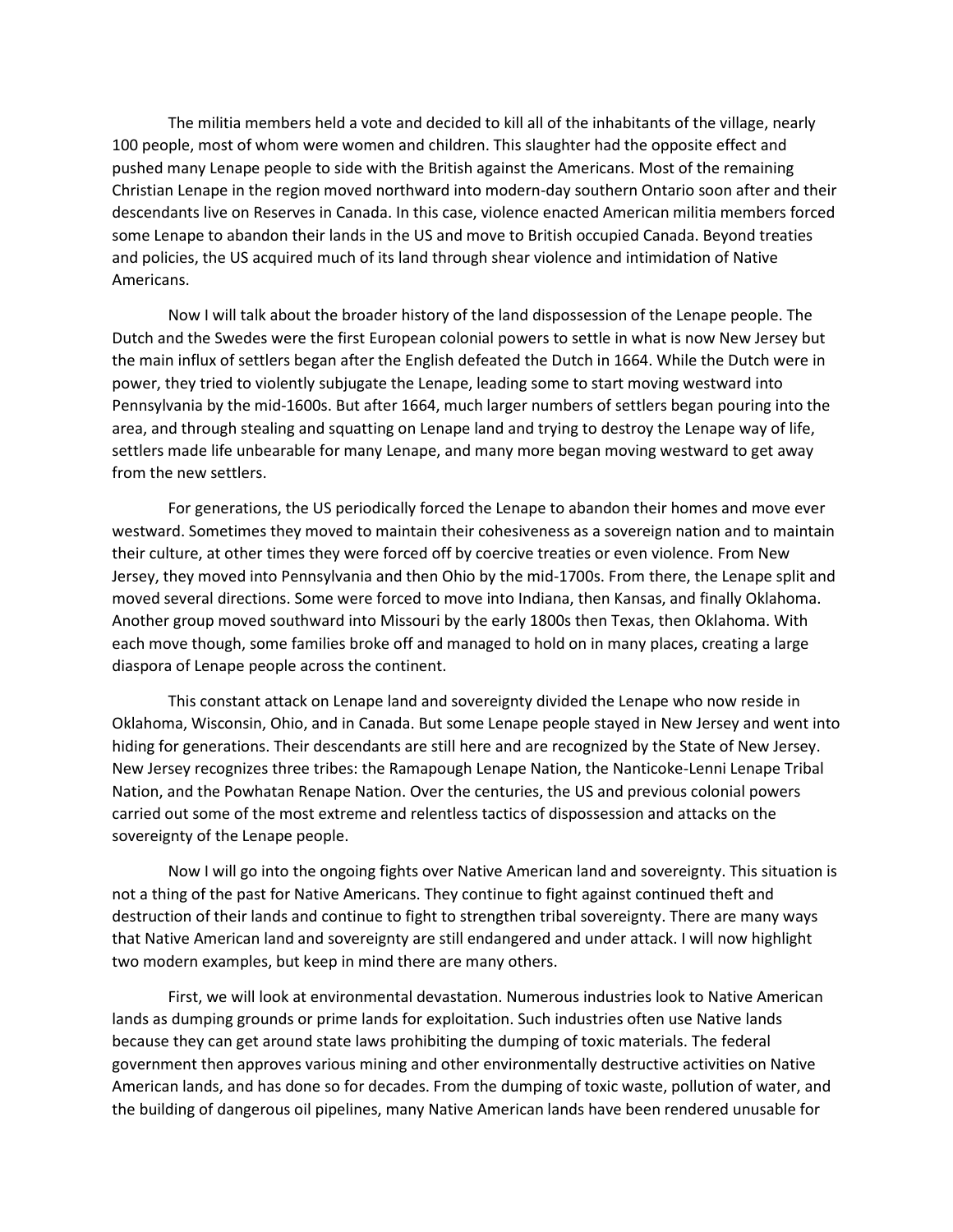The militia members held a vote and decided to kill all of the inhabitants of the village, nearly 100 people, most of whom were women and children. This slaughter had the opposite effect and pushed many Lenape people to side with the British against the Americans. Most of the remaining Christian Lenape in the region moved northward into modern-day southern Ontario soon after and their descendants live on Reserves in Canada. In this case, violence enacted American militia members forced some Lenape to abandon their lands in the US and move to British occupied Canada. Beyond treaties and policies, the US acquired much of its land through shear violence and intimidation of Native Americans.

Now I will talk about the broader history of the land dispossession of the Lenape people. The Dutch and the Swedes were the first European colonial powers to settle in what is now New Jersey but the main influx of settlers began after the English defeated the Dutch in 1664. While the Dutch were in power, they tried to violently subjugate the Lenape, leading some to start moving westward into Pennsylvania by the mid-1600s. But after 1664, much larger numbers of settlers began pouring into the area, and through stealing and squatting on Lenape land and trying to destroy the Lenape way of life, settlers made life unbearable for many Lenape, and many more began moving westward to get away from the new settlers.

For generations, the US periodically forced the Lenape to abandon their homes and move ever westward. Sometimes they moved to maintain their cohesiveness as a sovereign nation and to maintain their culture, at other times they were forced off by coercive treaties or even violence. From New Jersey, they moved into Pennsylvania and then Ohio by the mid-1700s. From there, the Lenape split and moved several directions. Some were forced to move into Indiana, then Kansas, and finally Oklahoma. Another group moved southward into Missouri by the early 1800s then Texas, then Oklahoma. With each move though, some families broke off and managed to hold on in many places, creating a large diaspora of Lenape people across the continent.

This constant attack on Lenape land and sovereignty divided the Lenape who now reside in Oklahoma, Wisconsin, Ohio, and in Canada. But some Lenape people stayed in New Jersey and went into hiding for generations. Their descendants are still here and are recognized by the State of New Jersey. New Jersey recognizes three tribes: the Ramapough Lenape Nation, the Nanticoke-Lenni Lenape Tribal Nation, and the Powhatan Renape Nation. Over the centuries, the US and previous colonial powers carried out some of the most extreme and relentless tactics of dispossession and attacks on the sovereignty of the Lenape people.

Now I will go into the ongoing fights over Native American land and sovereignty. This situation is not a thing of the past for Native Americans. They continue to fight against continued theft and destruction of their lands and continue to fight to strengthen tribal sovereignty. There are many ways that Native American land and sovereignty are still endangered and under attack. I will now highlight two modern examples, but keep in mind there are many others.

First, we will look at environmental devastation. Numerous industries look to Native American lands as dumping grounds or prime lands for exploitation. Such industries often use Native lands because they can get around state laws prohibiting the dumping of toxic materials. The federal government then approves various mining and other environmentally destructive activities on Native American lands, and has done so for decades. From the dumping of toxic waste, pollution of water, and the building of dangerous oil pipelines, many Native American lands have been rendered unusable for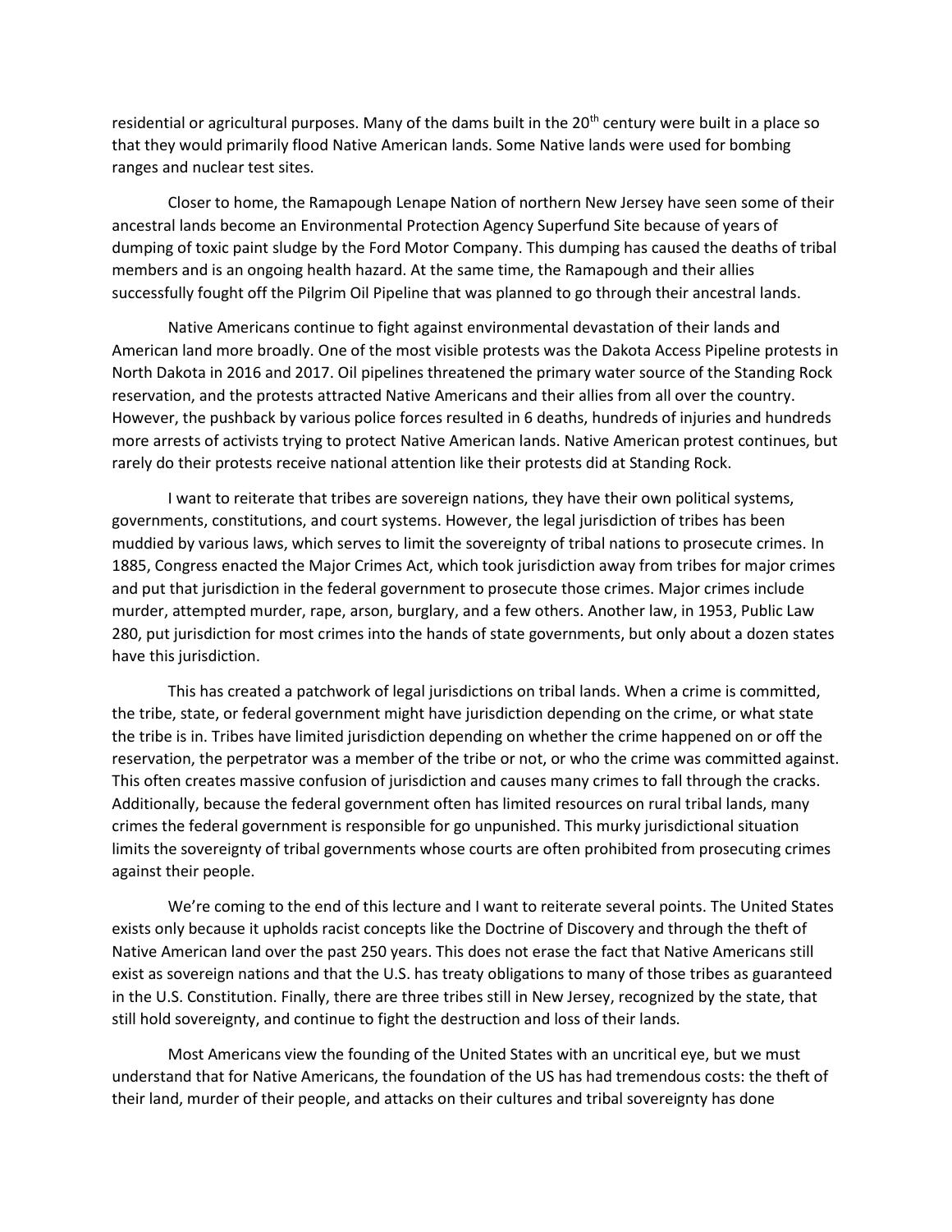residential or agricultural purposes. Many of the dams built in the 20th century were built in a place so that they would primarily flood Native American lands. Some Native lands were used for bombing ranges and nuclear test sites.

Closer to home, the Ramapough Lenape Nation of northern New Jersey have seen some of their ancestral lands become an Environmental Protection Agency Superfund Site because of years of dumping of toxic paint sludge by the Ford Motor Company. This dumping has caused the deaths of tribal members and is an ongoing health hazard. At the same time, the Ramapough and their allies successfully fought off the Pilgrim Oil Pipeline that was planned to go through their ancestral lands.

Native Americans continue to fight against environmental devastation of their lands and American land more broadly. One of the most visible protests was the Dakota Access Pipeline protests in North Dakota in 2016 and 2017. Oil pipelines threatened the primary water source of the Standing Rock reservation, and the protests attracted Native Americans and their allies from all over the country. However, the pushback by various police forces resulted in 6 deaths, hundreds of injuries and hundreds more arrests of activists trying to protect Native American lands. Native American protest continues, but rarely do their protests receive national attention like their protests did at Standing Rock.

I want to reiterate that tribes are sovereign nations, they have their own political systems, governments, constitutions, and court systems. However, the legal jurisdiction of tribes has been muddied by various laws, which serves to limit the sovereignty of tribal nations to prosecute crimes. In 1885, Congress enacted the Major Crimes Act, which took jurisdiction away from tribes for major crimes and put that jurisdiction in the federal government to prosecute those crimes. Major crimes include murder, attempted murder, rape, arson, burglary, and a few others. Another law, in 1953, Public Law 280, put jurisdiction for most crimes into the hands of state governments, but only about a dozen states have this jurisdiction.

This has created a patchwork of legal jurisdictions on tribal lands. When a crime is committed, the tribe, state, or federal government might have jurisdiction depending on the crime, or what state the tribe is in. Tribes have limited jurisdiction depending on whether the crime happened on or off the reservation, the perpetrator was a member of the tribe or not, or who the crime was committed against. This often creates massive confusion of jurisdiction and causes many crimes to fall through the cracks. Additionally, because the federal government often has limited resources on rural tribal lands, many crimes the federal government is responsible for go unpunished. This murky jurisdictional situation limits the sovereignty of tribal governments whose courts are often prohibited from prosecuting crimes against their people.

We're coming to the end of this lecture and I want to reiterate several points. The United States exists only because it upholds racist concepts like the Doctrine of Discovery and through the theft of Native American land over the past 250 years. This does not erase the fact that Native Americans still exist as sovereign nations and that the U.S. has treaty obligations to many of those tribes as guaranteed in the U.S. Constitution. Finally, there are three tribes still in New Jersey, recognized by the state, that still hold sovereignty, and continue to fight the destruction and loss of their lands.

Most Americans view the founding of the United States with an uncritical eye, but we must understand that for Native Americans, the foundation of the US has had tremendous costs: the theft of their land, murder of their people, and attacks on their cultures and tribal sovereignty has done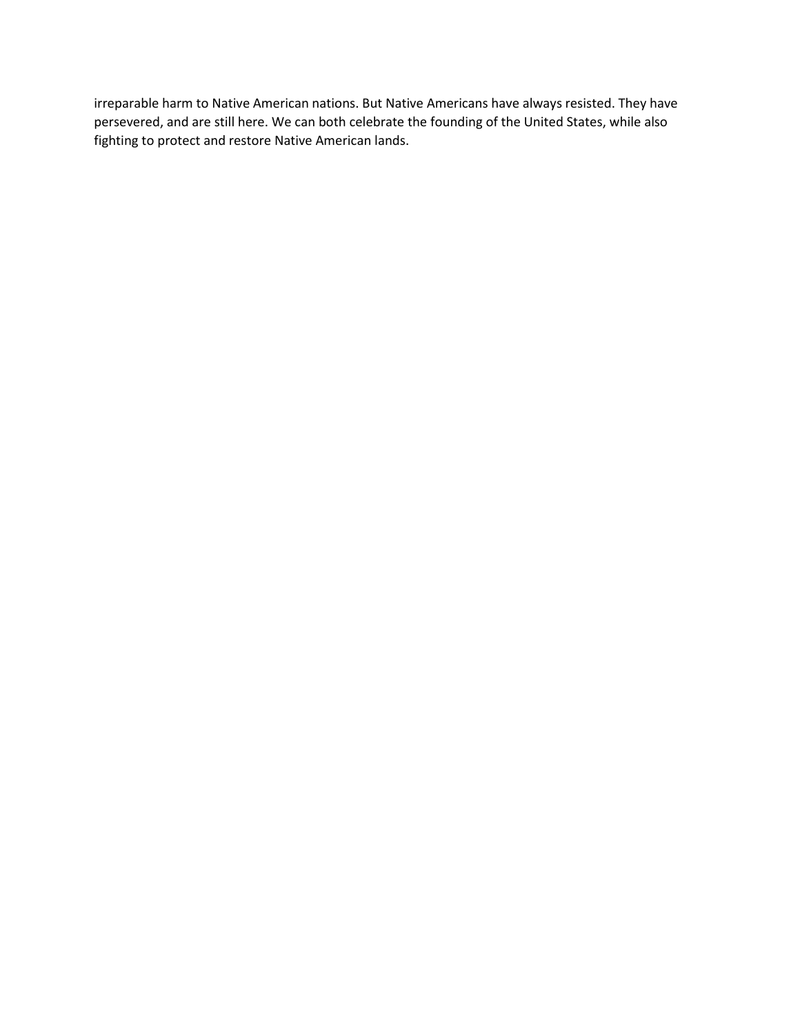irreparable harm to Native American nations. But Native Americans have always resisted. They have persevered, and are still here. We can both celebrate the founding of the United States, while also fighting to protect and restore Native American lands.